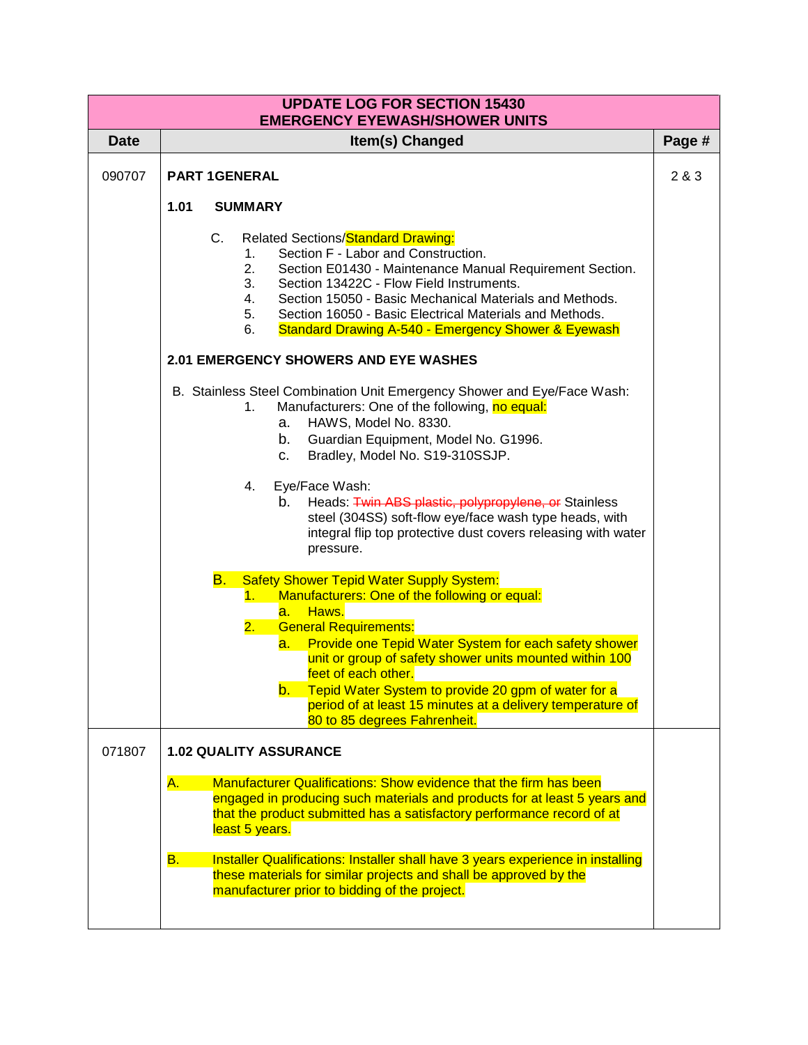| UPDATE LOG FOR SECTION 15430<br>EMERGENCY EYEWASH/SHOWER UNITS | | |
|---|---|---|
| **Date** | **Item(s) Changed** | **Page #** |
| 090707 | **PART 1GENERAL**<br><br>**1.01 SUMMARY**<br><br>C. Related Sections/Standard Drawing:<br>1. Section F - Labor and Construction.<br>2. Section E01430 - Maintenance Manual Requirement Section.<br>3. Section 13422C - Flow Field Instruments.<br>4. Section 15050 - Basic Mechanical Materials and Methods.<br>5. Section 16050 - Basic Electrical Materials and Methods.<br>6. Standard Drawing A-540 - Emergency Shower & Eyewash<br><br>**2.01 EMERGENCY SHOWERS AND EYE WASHES**<br><br>B. Stainless Steel Combination Unit Emergency Shower and Eye/Face Wash:<br>1. Manufacturers: One of the following, no equal:<br>a. HAWS, Model No. 8330.<br>b. Guardian Equipment, Model No. G1996.<br>c. Bradley, Model No. S19-310SSJP.<br><br>4. Eye/Face Wash:<br>b. Heads: ~~Twin ABS plastic, polypropylene, or~~ Stainless steel (304SS) soft-flow eye/face wash type heads, with integral flip top protective dust covers releasing with water pressure.<br><br>B. Safety Shower Tepid Water Supply System:<br>1. Manufacturers: One of the following or equal:<br>a. Haws.<br>2. General Requirements:<br>a. Provide one Tepid Water System for each safety shower unit or group of safety shower units mounted within 100 feet of each other.<br>b. Tepid Water System to provide 20 gpm of water for a period of at least 15 minutes at a delivery temperature of 80 to 85 degrees Fahrenheit. | 2 & 3 |
| 071807 | **1.02 QUALITY ASSURANCE**<br><br>A. Manufacturer Qualifications: Show evidence that the firm has been engaged in producing such materials and products for at least 5 years and that the product submitted has a satisfactory performance record of at least 5 years.<br><br>B. Installer Qualifications: Installer shall have 3 years experience in installing these materials for similar projects and shall be approved by the manufacturer prior to bidding of the project. | |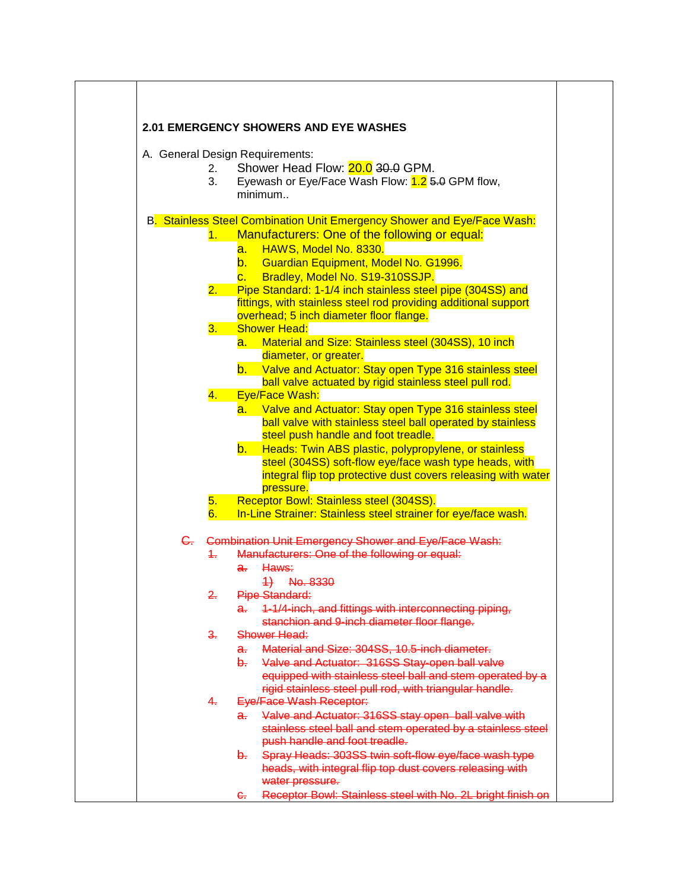**2.01 EMERGENCY SHOWERS AND EYE WASHES**

A. General Design Requirements:

2. Shower Head Flow: 20.0 ~~30.0~~ GPM.
3. Eyewash or Eye/Face Wash Flow: 1.2 ~~5.0~~ GPM flow, minimum..

B. Stainless Steel Combination Unit Emergency Shower and Eye/Face Wash:

1. Manufacturers: One of the following or equal:
   a. HAWS, Model No. 8330.
   b. Guardian Equipment, Model No. G1996.
   c. Bradley, Model No. S19-310SSJP.
2. Pipe Standard: 1-1/4 inch stainless steel pipe (304SS) and fittings, with stainless steel rod providing additional support overhead; 5 inch diameter floor flange.
3. Shower Head:
   a. Material and Size: Stainless steel (304SS), 10 inch diameter, or greater.
   b. Valve and Actuator: Stay open Type 316 stainless steel ball valve actuated by rigid stainless steel pull rod.
4. Eye/Face Wash:
   a. Valve and Actuator: Stay open Type 316 stainless steel ball valve with stainless steel ball operated by stainless steel push handle and foot treadle.
   b. Heads: Twin ABS plastic, polypropylene, or stainless steel (304SS) soft-flow eye/face wash type heads, with integral flip top protective dust covers releasing with water pressure.
5. Receptor Bowl: Stainless steel (304SS).
6. In-Line Strainer: Stainless steel strainer for eye/face wash.

~~C. Combination Unit Emergency Shower and Eye/Face Wash:~~

~~1. Manufacturers: One of the following or equal:~~
   ~~a. Haws:~~
      ~~1) No. 8330~~
~~2. Pipe Standard:~~
   ~~a. 1-1/4-inch, and fittings with interconnecting piping, stanchion and 9-inch diameter floor flange.~~
~~3. Shower Head:~~
   ~~a. Material and Size: 304SS, 10.5-inch diameter.~~
   ~~b. Valve and Actuator: 316SS Stay-open ball valve equipped with stainless steel ball and stem operated by a rigid stainless steel pull rod, with triangular handle.~~
~~4. Eye/Face Wash Receptor:~~
   ~~a. Valve and Actuator: 316SS stay open ball valve with stainless steel ball and stem operated by a stainless steel push handle and foot treadle.~~
   ~~b. Spray Heads: 303SS twin soft-flow eye/face wash type heads, with integral flip top dust covers releasing with water pressure.~~
   ~~c. Receptor Bowl: Stainless steel with No. 2L bright finish on~~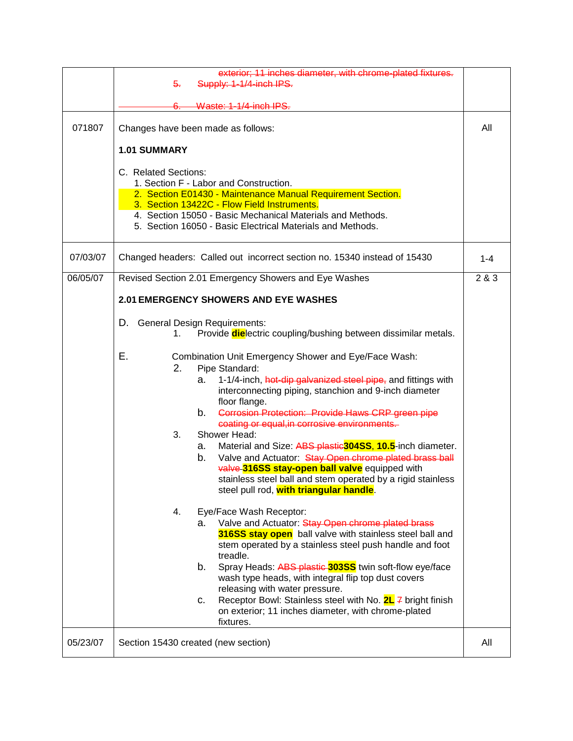| | | |
|---|---|---|
| | ~~exterior; 11 inches diameter, with chrome-plated fixtures.~~<br>~~5. Supply: 1-1/4-inch IPS.~~<br>~~6. Waste: 1-1/4-inch IPS.~~ | |
| 071807 | Changes have been made as follows:<br><br>**1.01 SUMMARY**<br><br>C. Related Sections:<br>1. Section F - Labor and Construction.<br>2. Section E01430 - Maintenance Manual Requirement Section.<br>3. Section 13422C - Flow Field Instruments.<br>4. Section 15050 - Basic Mechanical Materials and Methods.<br>5. Section 16050 - Basic Electrical Materials and Methods. | All |
| 07/03/07 | Changed headers: Called out incorrect section no. 15340 instead of 15430 | 1-4 |
| 06/05/07 | Revised Section 2.01 Emergency Showers and Eye Washes<br><br>**2.01 EMERGENCY SHOWERS AND EYE WASHES**<br><br>D. General Design Requirements:<br>1. Provide **die**lectric coupling/bushing between dissimilar metals.<br><br>E. Combination Unit Emergency Shower and Eye/Face Wash:<br>2. Pipe Standard:<br>a. 1-1/4-inch, ~~hot-dip galvanized steel pipe,~~ and fittings with interconnecting piping, stanchion and 9-inch diameter floor flange.<br>b. ~~Corrosion Protection: Provide Haws CRP green pipe coating or equal,in corrosive environments.~~<br>3. Shower Head:<br>a. Material and Size: ~~ABS plastic~~**304SS**, **10.5**-inch diameter.<br>b. Valve and Actuator: ~~Stay Open chrome plated brass ball valve~~ **316SS stay-open ball valve** equipped with stainless steel ball and stem operated by a rigid stainless steel pull rod, **with triangular handle**.<br><br>4. Eye/Face Wash Receptor:<br>a. Valve and Actuator: ~~Stay Open chrome plated brass~~ **316SS stay open** ball valve with stainless steel ball and stem operated by a stainless steel push handle and foot treadle.<br>b. Spray Heads: ~~ABS plastic~~ **303SS** twin soft-flow eye/face wash type heads, with integral flip top dust covers releasing with water pressure.<br>c. Receptor Bowl: Stainless steel with No. **2L** ~~7~~ bright finish on exterior; 11 inches diameter, with chrome-plated fixtures. | 2 & 3 |
| 05/23/07 | Section 15430 created (new section) | All |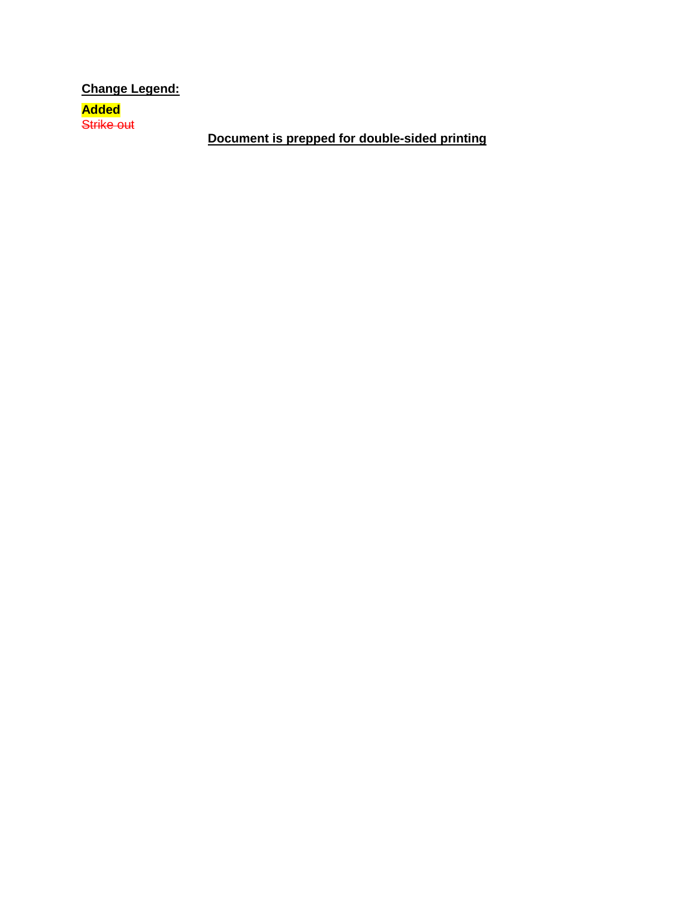**Change Legend:**

**Added**
~~Strike out~~

**Document is prepped for double-sided printing**